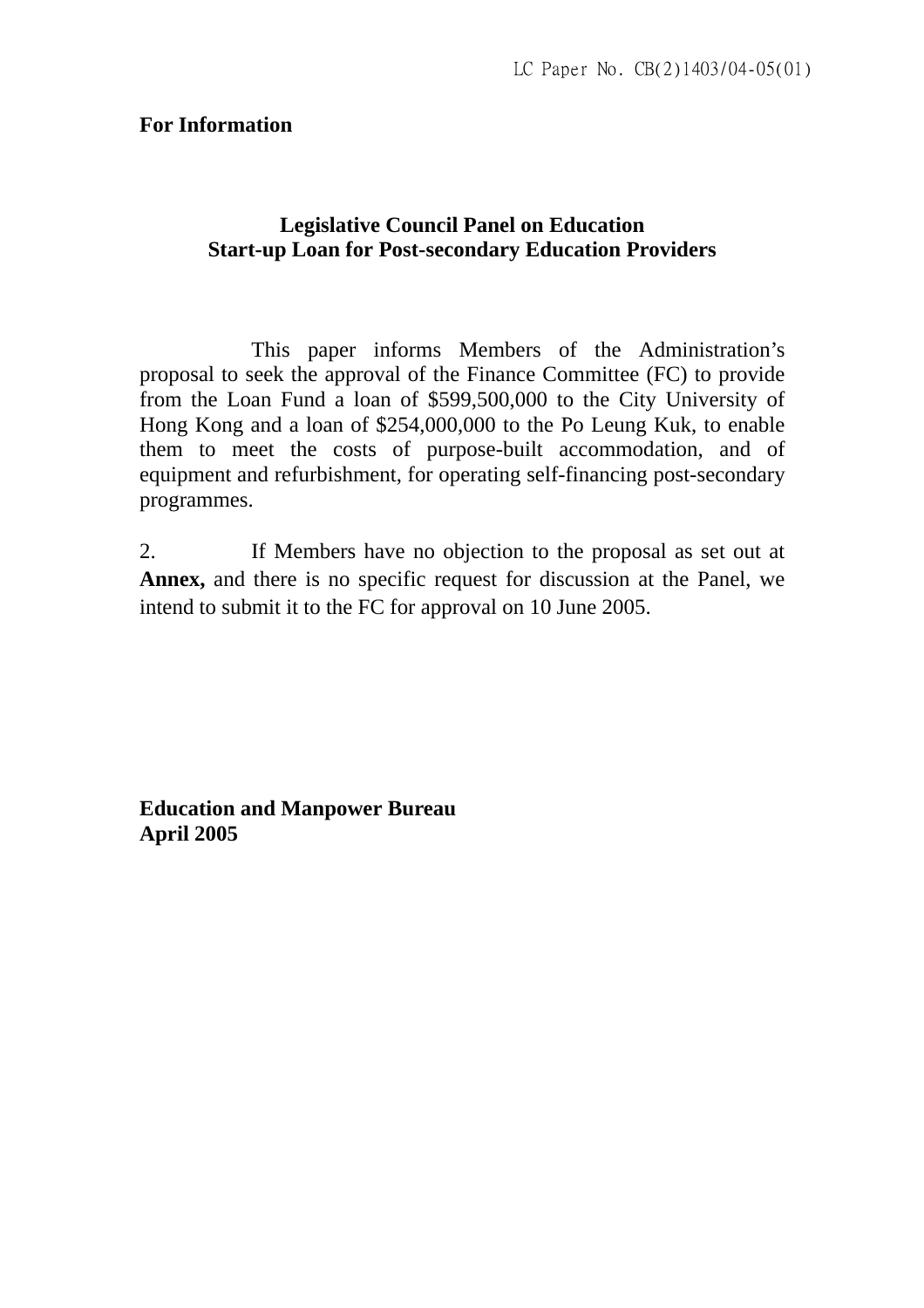LC Paper No. CB(2)1403/04-05(01)

**For Information**

# Legislative Council Panel on Education
## Start-up Loan for Post-secondary Education Providers

This paper informs Members of the Administration's proposal to seek the approval of the Finance Committee (FC) to provide from the Loan Fund a loan of $599,500,000 to the City University of Hong Kong and a loan of $254,000,000 to the Po Leung Kuk, to enable them to meet the costs of purpose-built accommodation, and of equipment and refurbishment, for operating self-financing post-secondary programmes.

2. If Members have no objection to the proposal as set out at **Annex,** and there is no specific request for discussion at the Panel, we intend to submit it to the FC for approval on 10 June 2005.

**Education and Manpower Bureau**
**April 2005**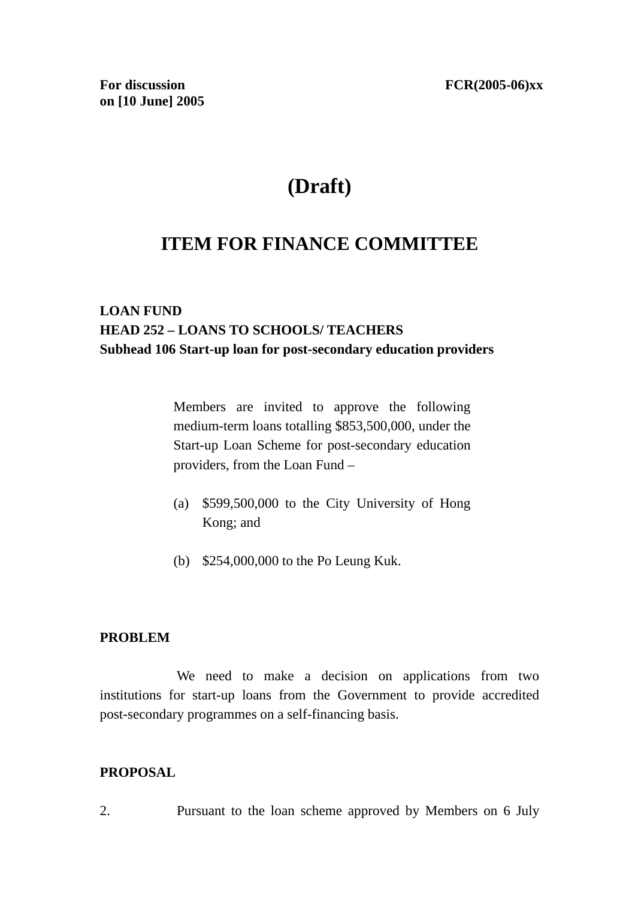**For discussion on [10 June] 2005** **FCR(2005-06)xx**

# (Draft)

## ITEM FOR FINANCE COMMITTEE

**LOAN FUND**
**HEAD 252 – LOANS TO SCHOOLS/ TEACHERS**
**Subhead 106 Start-up loan for post-secondary education providers**

> Members are invited to approve the following medium-term loans totalling $853,500,000, under the Start-up Loan Scheme for post-secondary education providers, from the Loan Fund –
>
> (a) $599,500,000 to the City University of Hong Kong; and
>
> (b) $254,000,000 to the Po Leung Kuk.

**PROBLEM**

We need to make a decision on applications from two institutions for start-up loans from the Government to provide accredited post-secondary programmes on a self-financing basis.

**PROPOSAL**

2. Pursuant to the loan scheme approved by Members on 6 July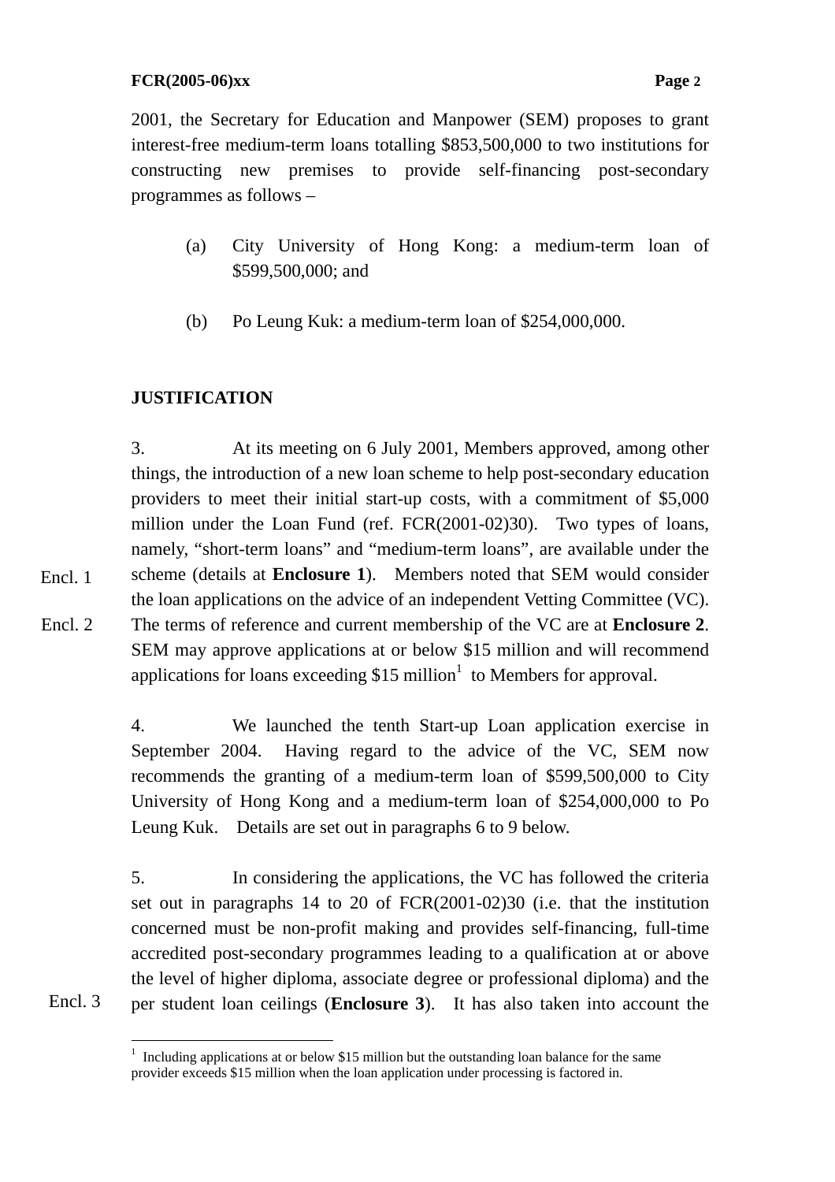2001, the Secretary for Education and Manpower (SEM) proposes to grant interest-free medium-term loans totalling $853,500,000 to two institutions for constructing new premises to provide self-financing post-secondary programmes as follows –

(a) City University of Hong Kong: a medium-term loan of $599,500,000; and

(b) Po Leung Kuk: a medium-term loan of $254,000,000.

**JUSTIFICATION**

3. At its meeting on 6 July 2001, Members approved, among other things, the introduction of a new loan scheme to help post-secondary education providers to meet their initial start-up costs, with a commitment of $5,000 million under the Loan Fund (ref. FCR(2001-02)30). Two types of loans, namely, "short-term loans" and "medium-term loans", are available under the scheme (details at **Enclosure 1**). Members noted that SEM would consider the loan applications on the advice of an independent Vetting Committee (VC). The terms of reference and current membership of the VC are at **Enclosure 2**. SEM may approve applications at or below $15 million and will recommend applications for loans exceeding $15 million[1] to Members for approval.

Encl. 1

Encl. 2

4. We launched the tenth Start-up Loan application exercise in September 2004. Having regard to the advice of the VC, SEM now recommends the granting of a medium-term loan of $599,500,000 to City University of Hong Kong and a medium-term loan of $254,000,000 to Po Leung Kuk. Details are set out in paragraphs 6 to 9 below.

5. In considering the applications, the VC has followed the criteria set out in paragraphs 14 to 20 of FCR(2001-02)30 (i.e. that the institution concerned must be non-profit making and provides self-financing, full-time accredited post-secondary programmes leading to a qualification at or above the level of higher diploma, associate degree or professional diploma) and the per student loan ceilings (**Enclosure 3**). It has also taken into account the

Encl. 3

[1] Including applications at or below $15 million but the outstanding loan balance for the same provider exceeds $15 million when the loan application under processing is factored in.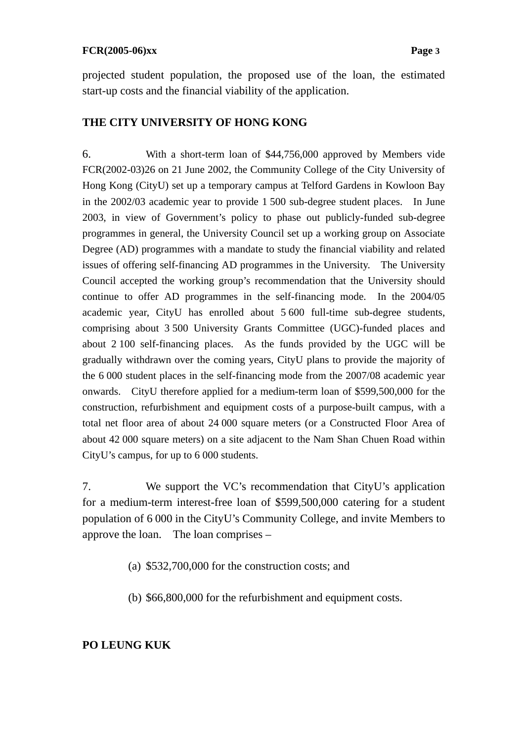projected student population, the proposed use of the loan, the estimated start-up costs and the financial viability of the application.

**THE CITY UNIVERSITY OF HONG KONG**

6. With a short-term loan of $44,756,000 approved by Members vide FCR(2002-03)26 on 21 June 2002, the Community College of the City University of Hong Kong (CityU) set up a temporary campus at Telford Gardens in Kowloon Bay in the 2002/03 academic year to provide 1 500 sub-degree student places. In June 2003, in view of Government's policy to phase out publicly-funded sub-degree programmes in general, the University Council set up a working group on Associate Degree (AD) programmes with a mandate to study the financial viability and related issues of offering self-financing AD programmes in the University. The University Council accepted the working group's recommendation that the University should continue to offer AD programmes in the self-financing mode. In the 2004/05 academic year, CityU has enrolled about 5 600 full-time sub-degree students, comprising about 3 500 University Grants Committee (UGC)-funded places and about 2 100 self-financing places. As the funds provided by the UGC will be gradually withdrawn over the coming years, CityU plans to provide the majority of the 6 000 student places in the self-financing mode from the 2007/08 academic year onwards. CityU therefore applied for a medium-term loan of $599,500,000 for the construction, refurbishment and equipment costs of a purpose-built campus, with a total net floor area of about 24 000 square meters (or a Constructed Floor Area of about 42 000 square meters) on a site adjacent to the Nam Shan Chuen Road within CityU's campus, for up to 6 000 students.

7. We support the VC's recommendation that CityU's application for a medium-term interest-free loan of $599,500,000 catering for a student population of 6 000 in the CityU's Community College, and invite Members to approve the loan. The loan comprises –

(a) $532,700,000 for the construction costs; and

(b) $66,800,000 for the refurbishment and equipment costs.

**PO LEUNG KUK**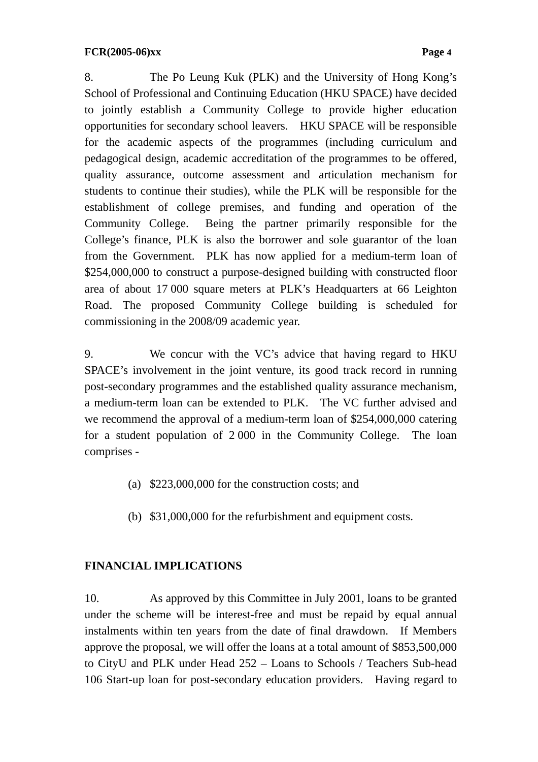8. The Po Leung Kuk (PLK) and the University of Hong Kong's School of Professional and Continuing Education (HKU SPACE) have decided to jointly establish a Community College to provide higher education opportunities for secondary school leavers. HKU SPACE will be responsible for the academic aspects of the programmes (including curriculum and pedagogical design, academic accreditation of the programmes to be offered, quality assurance, outcome assessment and articulation mechanism for students to continue their studies), while the PLK will be responsible for the establishment of college premises, and funding and operation of the Community College. Being the partner primarily responsible for the College's finance, PLK is also the borrower and sole guarantor of the loan from the Government. PLK has now applied for a medium-term loan of $254,000,000 to construct a purpose-designed building with constructed floor area of about 17 000 square meters at PLK's Headquarters at 66 Leighton Road. The proposed Community College building is scheduled for commissioning in the 2008/09 academic year.

9. We concur with the VC's advice that having regard to HKU SPACE's involvement in the joint venture, its good track record in running post-secondary programmes and the established quality assurance mechanism, a medium-term loan can be extended to PLK. The VC further advised and we recommend the approval of a medium-term loan of $254,000,000 catering for a student population of 2 000 in the Community College. The loan comprises -

(a) $223,000,000 for the construction costs; and

(b) $31,000,000 for the refurbishment and equipment costs.

**FINANCIAL IMPLICATIONS**

10. As approved by this Committee in July 2001, loans to be granted under the scheme will be interest-free and must be repaid by equal annual instalments within ten years from the date of final drawdown. If Members approve the proposal, we will offer the loans at a total amount of $853,500,000 to CityU and PLK under Head 252 – Loans to Schools / Teachers Sub-head 106 Start-up loan for post-secondary education providers. Having regard to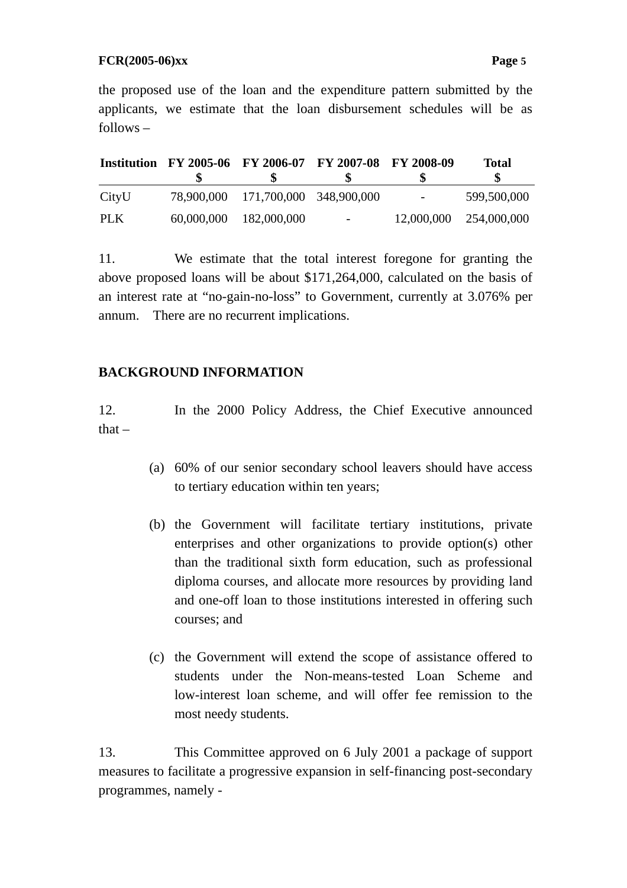the proposed use of the loan and the expenditure pattern submitted by the applicants, we estimate that the loan disbursement schedules will be as follows –

| Institution | FY 2005-06<br>$ | FY 2006-07<br>$ | FY 2007-08<br>$ | FY 2008-09<br>$ | Total<br>$ |
|---|---|---|---|---|---|
| CityU | 78,900,000 | 171,700,000 | 348,900,000 | - | 599,500,000 |
| PLK | 60,000,000 | 182,000,000 | - | 12,000,000 | 254,000,000 |

11. We estimate that the total interest foregone for granting the above proposed loans will be about $171,264,000, calculated on the basis of an interest rate at "no-gain-no-loss" to Government, currently at 3.076% per annum. There are no recurrent implications.

## BACKGROUND INFORMATION

12. In the 2000 Policy Address, the Chief Executive announced that –

(a) 60% of our senior secondary school leavers should have access to tertiary education within ten years;

(b) the Government will facilitate tertiary institutions, private enterprises and other organizations to provide option(s) other than the traditional sixth form education, such as professional diploma courses, and allocate more resources by providing land and one-off loan to those institutions interested in offering such courses; and

(c) the Government will extend the scope of assistance offered to students under the Non-means-tested Loan Scheme and low-interest loan scheme, and will offer fee remission to the most needy students.

13. This Committee approved on 6 July 2001 a package of support measures to facilitate a progressive expansion in self-financing post-secondary programmes, namely -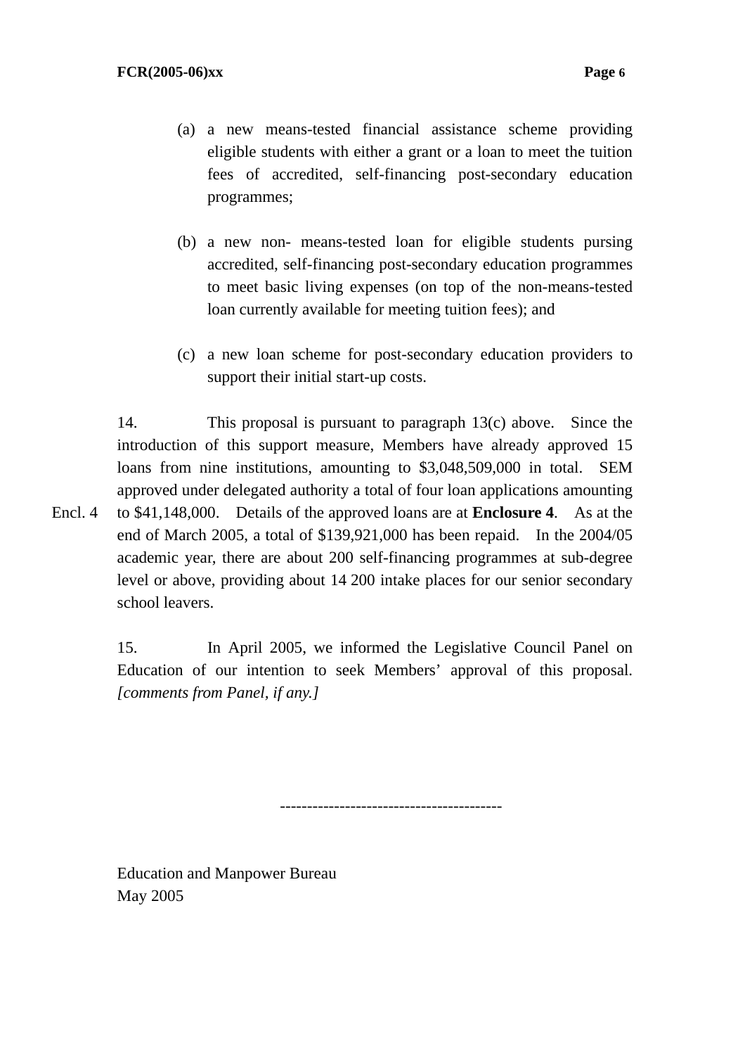(a) a new means-tested financial assistance scheme providing eligible students with either a grant or a loan to meet the tuition fees of accredited, self-financing post-secondary education programmes;

(b) a new non- means-tested loan for eligible students pursing accredited, self-financing post-secondary education programmes to meet basic living expenses (on top of the non-means-tested loan currently available for meeting tuition fees); and

(c) a new loan scheme for post-secondary education providers to support their initial start-up costs.

14. This proposal is pursuant to paragraph 13(c) above. Since the introduction of this support measure, Members have already approved 15 loans from nine institutions, amounting to $3,048,509,000 in total. SEM approved under delegated authority a total of four loan applications amounting to $41,148,000. Details of the approved loans are at **Enclosure 4**. As at the end of March 2005, a total of $139,921,000 has been repaid. In the 2004/05 academic year, there are about 200 self-financing programmes at sub-degree level or above, providing about 14 200 intake places for our senior secondary school leavers.

Encl. 4

15. In April 2005, we informed the Legislative Council Panel on Education of our intention to seek Members' approval of this proposal. *[comments from Panel, if any.]*

----------------------------------------

Education and Manpower Bureau
May 2005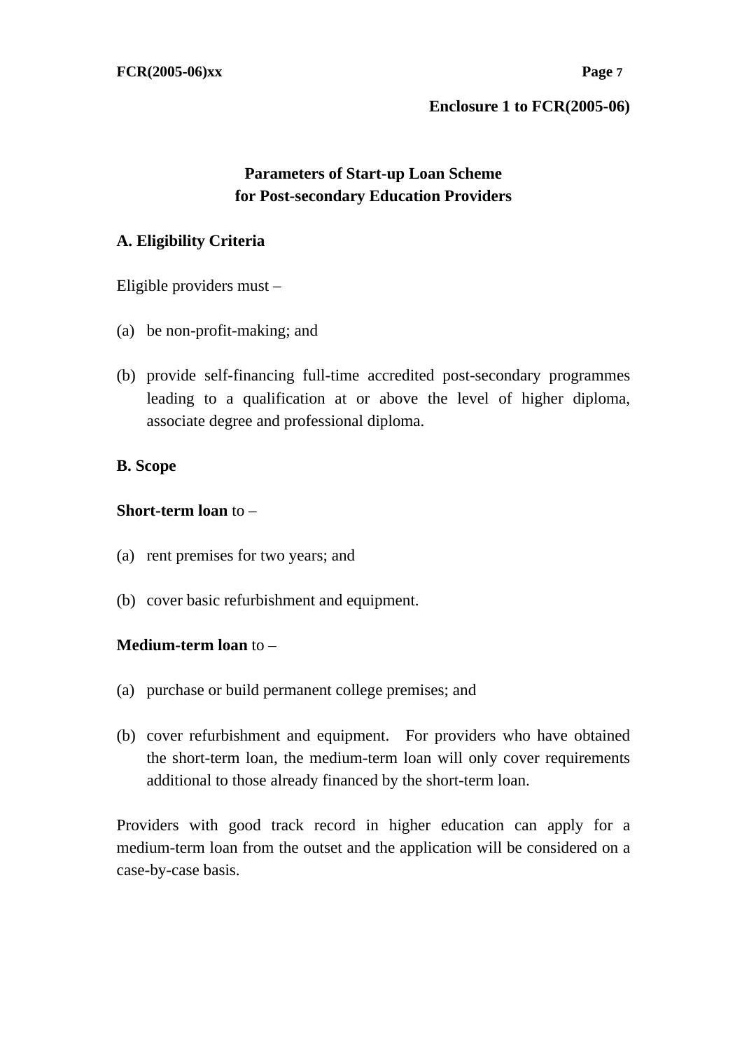**Enclosure 1 to FCR(2005-06)**

## Parameters of Start-up Loan Scheme for Post-secondary Education Providers

### A. Eligibility Criteria

Eligible providers must –

(a) be non-profit-making; and

(b) provide self-financing full-time accredited post-secondary programmes leading to a qualification at or above the level of higher diploma, associate degree and professional diploma.

### B. Scope

**Short-term loan** to –

(a) rent premises for two years; and

(b) cover basic refurbishment and equipment.

**Medium-term loan** to –

(a) purchase or build permanent college premises; and

(b) cover refurbishment and equipment. For providers who have obtained the short-term loan, the medium-term loan will only cover requirements additional to those already financed by the short-term loan.

Providers with good track record in higher education can apply for a medium-term loan from the outset and the application will be considered on a case-by-case basis.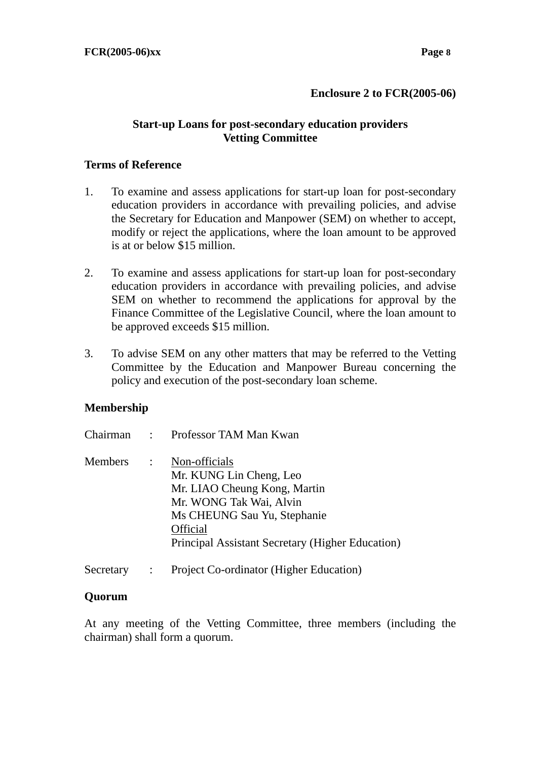**Enclosure 2 to FCR(2005-06)**

## Start-up Loans for post-secondary education providers
## Vetting Committee

### Terms of Reference

1. To examine and assess applications for start-up loan for post-secondary education providers in accordance with prevailing policies, and advise the Secretary for Education and Manpower (SEM) on whether to accept, modify or reject the applications, where the loan amount to be approved is at or below $15 million.

2. To examine and assess applications for start-up loan for post-secondary education providers in accordance with prevailing policies, and advise SEM on whether to recommend the applications for approval by the Finance Committee of the Legislative Council, where the loan amount to be approved exceeds $15 million.

3. To advise SEM on any other matters that may be referred to the Vetting Committee by the Education and Manpower Bureau concerning the policy and execution of the post-secondary loan scheme.

### Membership

Chairman : Professor TAM Man Kwan

Members : Non-officials
Mr. KUNG Lin Cheng, Leo
Mr. LIAO Cheung Kong, Martin
Mr. WONG Tak Wai, Alvin
Ms CHEUNG Sau Yu, Stephanie
Official
Principal Assistant Secretary (Higher Education)

Secretary : Project Co-ordinator (Higher Education)

### Quorum

At any meeting of the Vetting Committee, three members (including the chairman) shall form a quorum.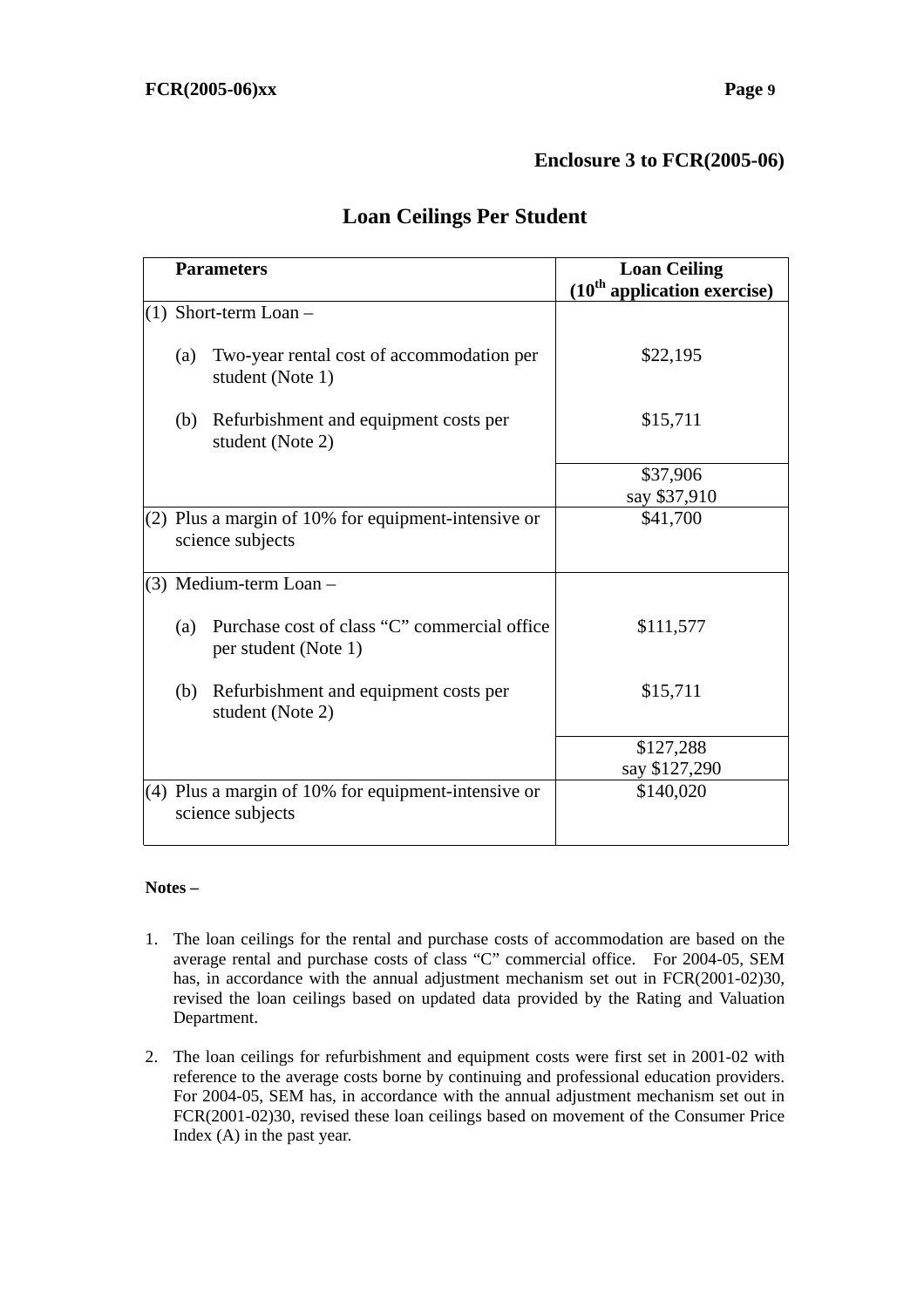**Enclosure 3 to FCR(2005-06)**

# Loan Ceilings Per Student

| Parameters | Loan Ceiling (10th application exercise) |
|---|---|
| (1) Short-term Loan – | |
| (a) Two-year rental cost of accommodation per student (Note 1) | $22,195 |
| (b) Refurbishment and equipment costs per student (Note 2) | $15,711 |
| | $37,906 say $37,910 |
| (2) Plus a margin of 10% for equipment-intensive or science subjects | $41,700 |
| (3) Medium-term Loan – | |
| (a) Purchase cost of class "C" commercial office per student (Note 1) | $111,577 |
| (b) Refurbishment and equipment costs per student (Note 2) | $15,711 |
| | $127,288 say $127,290 |
| (4) Plus a margin of 10% for equipment-intensive or science subjects | $140,020 |

**Notes –**

1. The loan ceilings for the rental and purchase costs of accommodation are based on the average rental and purchase costs of class "C" commercial office. For 2004-05, SEM has, in accordance with the annual adjustment mechanism set out in FCR(2001-02)30, revised the loan ceilings based on updated data provided by the Rating and Valuation Department.

2. The loan ceilings for refurbishment and equipment costs were first set in 2001-02 with reference to the average costs borne by continuing and professional education providers. For 2004-05, SEM has, in accordance with the annual adjustment mechanism set out in FCR(2001-02)30, revised these loan ceilings based on movement of the Consumer Price Index (A) in the past year.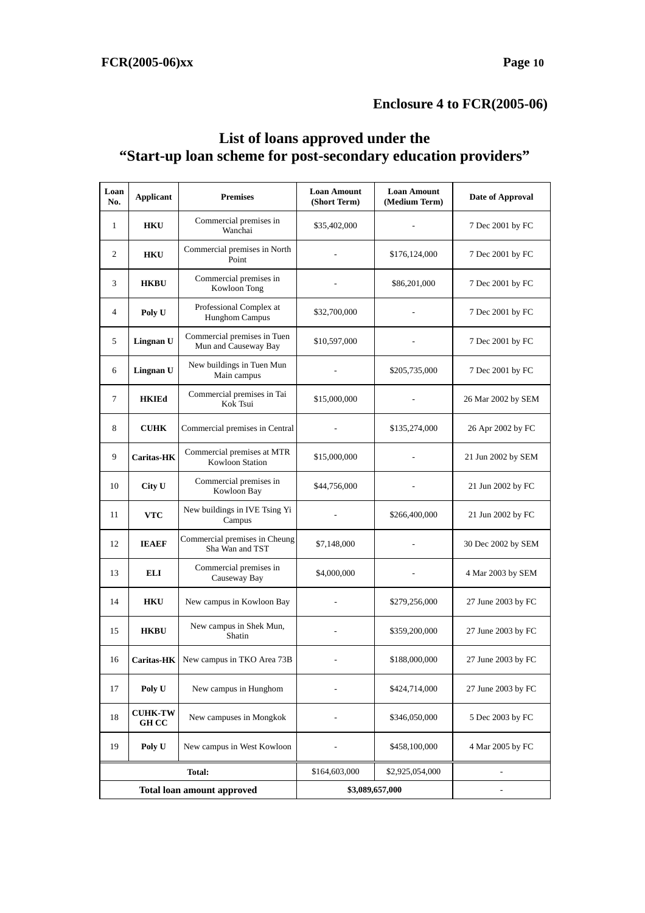**Enclosure 4 to FCR(2005-06)**

# List of loans approved under the "Start-up loan scheme for post-secondary education providers"

| Loan No. | Applicant | Premises | Loan Amount (Short Term) | Loan Amount (Medium Term) | Date of Approval |
|---|---|---|---|---|---|
| 1 | **HKU** | Commercial premises in Wanchai | $35,402,000 | - | 7 Dec 2001 by FC |
| 2 | **HKU** | Commercial premises in North Point | - | $176,124,000 | 7 Dec 2001 by FC |
| 3 | **HKBU** | Commercial premises in Kowloon Tong | - | $86,201,000 | 7 Dec 2001 by FC |
| 4 | **Poly U** | Professional Complex at Hunghom Campus | $32,700,000 | - | 7 Dec 2001 by FC |
| 5 | **Lingnan U** | Commercial premises in Tuen Mun and Causeway Bay | $10,597,000 | - | 7 Dec 2001 by FC |
| 6 | **Lingnan U** | New buildings in Tuen Mun Main campus | - | $205,735,000 | 7 Dec 2001 by FC |
| 7 | **HKIEd** | Commercial premises in Tai Kok Tsui | $15,000,000 | - | 26 Mar 2002 by SEM |
| 8 | **CUHK** | Commercial premises in Central | - | $135,274,000 | 26 Apr 2002 by FC |
| 9 | **Caritas-HK** | Commercial premises at MTR Kowloon Station | $15,000,000 | - | 21 Jun 2002 by SEM |
| 10 | **City U** | Commercial premises in Kowloon Bay | $44,756,000 | - | 21 Jun 2002 by FC |
| 11 | **VTC** | New buildings in IVE Tsing Yi Campus | - | $266,400,000 | 21 Jun 2002 by FC |
| 12 | **IEAEF** | Commercial premises in Cheung Sha Wan and TST | $7,148,000 | - | 30 Dec 2002 by SEM |
| 13 | **ELI** | Commercial premises in Causeway Bay | $4,000,000 | - | 4 Mar 2003 by SEM |
| 14 | **HKU** | New campus in Kowloon Bay | - | $279,256,000 | 27 June 2003 by FC |
| 15 | **HKBU** | New campus in Shek Mun, Shatin | - | $359,200,000 | 27 June 2003 by FC |
| 16 | **Caritas-HK** | New campus in TKO Area 73B | - | $188,000,000 | 27 June 2003 by FC |
| 17 | **Poly U** | New campus in Hunghom | - | $424,714,000 | 27 June 2003 by FC |
| 18 | **CUHK-TWGH CC** | New campuses in Mongkok | - | $346,050,000 | 5 Dec 2003 by FC |
| 19 | **Poly U** | New campus in West Kowloon | - | $458,100,000 | 4 Mar 2005 by FC |
| | | **Total:** | $164,603,000 | $2,925,054,000 | - |
| | | **Total loan amount approved** | **$3,089,657,000** | | - |